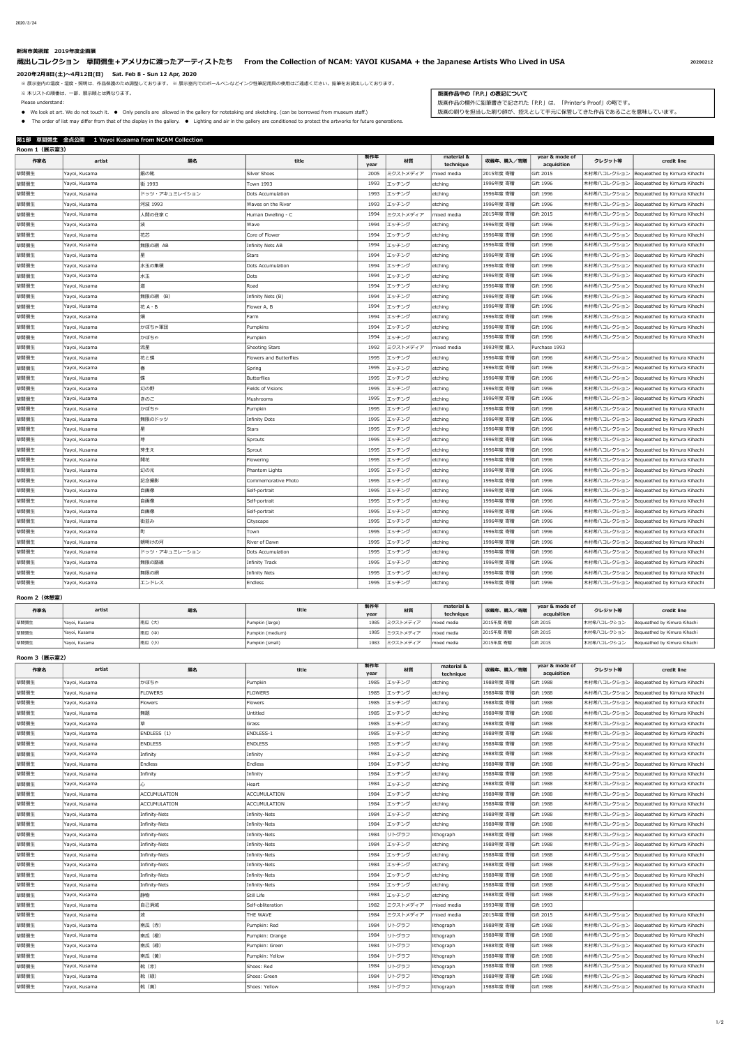新潟市美術館　2019年度企画展

## 蔵出しコレクション　草間彌生＋アメリカに渡ったアーティストたち　From the Collection of NCAM: YAYOI KUSAMA + the Japanese Artists Who Lived in USA

20200212

**2020年2月8日(土)～4月12日(日)　Sat. Feb 8 - Sun 12 Apr, 2020**

※ 展示室内の温度・湿度・照明は、作品保護のため調整しております。※ 展示室内でのボールペンなどインク性筆記用具の使用はご遠慮ください。鉛筆をお貸出ししております。

※ 本リストの順番は、一部、展示順とは異なります。

Please understand:

- We look at art. We do not touch it.
- Only pencils are allowed in the gallery for notetaking and sketching. (can be borrowed from museum staff.)
- The order of list may differ from that of the display in the gallery.
- Lighting and air in the gallery are conditioned to protect the artworks for future generations.

**版画作品中の「P.P.」の表記について**

版画作品の欄外に鉛筆書きで記された「P.P.」は、「Printer's Proof」の略です。
版画の刷りを担当した刷り師が、控えとして手元に保管してきた作品であることを意味しています。

### 第1部　草間彌生　全点公開　1 Yayoi Kusama from NCAM Collection

**Room 1（展示室3）**

| 作家名 | artist | 題名 | title | 制作年 year | 材質 | material & technique | 収蔵年、購入／寄贈 | year & mode of acquisition | クレジット等 | credit line |
|---|---|---|---|---|---|---|---|---|---|---|
| 草間彌生 | Yayoi, Kusama | 銀の靴 | Silver Shoes | 2005 | ミクストメディア | mixed media | 2015年度 寄贈 | Gift 2015 | 木村希八コレクション | Bequeathed by Kimura Kihachi |
| 草間彌生 | Yayoi, Kusama | 街 1993 | Town 1993 | 1993 | エッチング | etching | 1996年度 寄贈 | Gift 1996 | 木村希八コレクション | Bequeathed by Kimura Kihachi |
| 草間彌生 | Yayoi, Kusama | ドッツ・アキュミレイション | Dots Accumulation | 1993 | エッチング | etching | 1996年度 寄贈 | Gift 1996 | 木村希八コレクション | Bequeathed by Kimura Kihachi |
| 草間彌生 | Yayoi, Kusama | 河波 1993 | Waves on the River | 1993 | エッチング | etching | 1996年度 寄贈 | Gift 1996 | 木村希八コレクション | Bequeathed by Kimura Kihachi |
| 草間彌生 | Yayoi, Kusama | 人間の住家 C | Human Dwelling - C | 1994 | ミクストメディア | mixed media | 2015年度 寄贈 | Gift 2015 | 木村希八コレクション | Bequeathed by Kimura Kihachi |
| 草間彌生 | Yayoi, Kusama | 波 | Wave | 1994 | エッチング | etching | 1996年度 寄贈 | Gift 1996 | 木村希八コレクション | Bequeathed by Kimura Kihachi |
| 草間彌生 | Yayoi, Kusama | 花芯 | Core of Flower | 1994 | エッチング | etching | 1996年度 寄贈 | Gift 1996 | 木村希八コレクション | Bequeathed by Kimura Kihachi |
| 草間彌生 | Yayoi, Kusama | 無限の網 AB | Infinity Nets AB | 1994 | エッチング | etching | 1996年度 寄贈 | Gift 1996 | 木村希八コレクション | Bequeathed by Kimura Kihachi |
| 草間彌生 | Yayoi, Kusama | 星 | Stars | 1994 | エッチング | etching | 1996年度 寄贈 | Gift 1996 | 木村希八コレクション | Bequeathed by Kimura Kihachi |
| 草間彌生 | Yayoi, Kusama | 水玉の集積 | Dots Accumulation | 1994 | エッチング | etching | 1996年度 寄贈 | Gift 1996 | 木村希八コレクション | Bequeathed by Kimura Kihachi |
| 草間彌生 | Yayoi, Kusama | 水玉 | Dots | 1994 | エッチング | etching | 1996年度 寄贈 | Gift 1996 | 木村希八コレクション | Bequeathed by Kimura Kihachi |
| 草間彌生 | Yayoi, Kusama | 道 | Road | 1994 | エッチング | etching | 1996年度 寄贈 | Gift 1996 | 木村希八コレクション | Bequeathed by Kimura Kihachi |
| 草間彌生 | Yayoi, Kusama | 無限の網（B） | Infinity Nets (B) | 1994 | エッチング | etching | 1996年度 寄贈 | Gift 1996 | 木村希八コレクション | Bequeathed by Kimura Kihachi |
| 草間彌生 | Yayoi, Kusama | 花 A・B | Flower A, B | 1994 | エッチング | etching | 1996年度 寄贈 | Gift 1996 | 木村希八コレクション | Bequeathed by Kimura Kihachi |
| 草間彌生 | Yayoi, Kusama | 畑 | Farm | 1994 | エッチング | etching | 1996年度 寄贈 | Gift 1996 | 木村希八コレクション | Bequeathed by Kimura Kihachi |
| 草間彌生 | Yayoi, Kusama | かぼちゃ軍団 | Pumpkins | 1994 | エッチング | etching | 1996年度 寄贈 | Gift 1996 | 木村希八コレクション | Bequeathed by Kimura Kihachi |
| 草間彌生 | Yayoi, Kusama | かぼちゃ | Pumpkin | 1994 | エッチング | etching | 1996年度 寄贈 | Gift 1996 | 木村希八コレクション | Bequeathed by Kimura Kihachi |
| 草間彌生 | Yayoi, Kusama | 流星 | Shooting Stars | 1992 | ミクストメディア | mixed media | 1993年度 購入 | Purchase 1993 | | |
| 草間彌生 | Yayoi, Kusama | 花と蝶 | Flowers and Butterflies | 1995 | エッチング | etching | 1996年度 寄贈 | Gift 1996 | 木村希八コレクション | Bequeathed by Kimura Kihachi |
| 草間彌生 | Yayoi, Kusama | 春 | Spring | 1995 | エッチング | etching | 1996年度 寄贈 | Gift 1996 | 木村希八コレクション | Bequeathed by Kimura Kihachi |
| 草間彌生 | Yayoi, Kusama | 蝶 | Butterflies | 1995 | エッチング | etching | 1996年度 寄贈 | Gift 1996 | 木村希八コレクション | Bequeathed by Kimura Kihachi |
| 草間彌生 | Yayoi, Kusama | 幻の野 | Fields of Visions | 1995 | エッチング | etching | 1996年度 寄贈 | Gift 1996 | 木村希八コレクション | Bequeathed by Kimura Kihachi |
| 草間彌生 | Yayoi, Kusama | きのこ | Mushrooms | 1995 | エッチング | etching | 1996年度 寄贈 | Gift 1996 | 木村希八コレクション | Bequeathed by Kimura Kihachi |
| 草間彌生 | Yayoi, Kusama | かぼちゃ | Pumpkin | 1995 | エッチング | etching | 1996年度 寄贈 | Gift 1996 | 木村希八コレクション | Bequeathed by Kimura Kihachi |
| 草間彌生 | Yayoi, Kusama | 無限のドッツ | Infinity Dots | 1995 | エッチング | etching | 1996年度 寄贈 | Gift 1996 | 木村希八コレクション | Bequeathed by Kimura Kihachi |
| 草間彌生 | Yayoi, Kusama | 星 | Stars | 1995 | エッチング | etching | 1996年度 寄贈 | Gift 1996 | 木村希八コレクション | Bequeathed by Kimura Kihachi |
| 草間彌生 | Yayoi, Kusama | 芽 | Sprouts | 1995 | エッチング | etching | 1996年度 寄贈 | Gift 1996 | 木村希八コレクション | Bequeathed by Kimura Kihachi |
| 草間彌生 | Yayoi, Kusama | 芽生え | Sprout | 1995 | エッチング | etching | 1996年度 寄贈 | Gift 1996 | 木村希八コレクション | Bequeathed by Kimura Kihachi |
| 草間彌生 | Yayoi, Kusama | 開花 | Flowering | 1995 | エッチング | etching | 1996年度 寄贈 | Gift 1996 | 木村希八コレクション | Bequeathed by Kimura Kihachi |
| 草間彌生 | Yayoi, Kusama | 幻の光 | Phantom Lights | 1995 | エッチング | etching | 1996年度 寄贈 | Gift 1996 | 木村希八コレクション | Bequeathed by Kimura Kihachi |
| 草間彌生 | Yayoi, Kusama | 記念撮影 | Commemorative Photo | 1995 | エッチング | etching | 1996年度 寄贈 | Gift 1996 | 木村希八コレクション | Bequeathed by Kimura Kihachi |
| 草間彌生 | Yayoi, Kusama | 自画像 | Self-portrait | 1995 | エッチング | etching | 1996年度 寄贈 | Gift 1996 | 木村希八コレクション | Bequeathed by Kimura Kihachi |
| 草間彌生 | Yayoi, Kusama | 自画像 | Self-portrait | 1995 | エッチング | etching | 1996年度 寄贈 | Gift 1996 | 木村希八コレクション | Bequeathed by Kimura Kihachi |
| 草間彌生 | Yayoi, Kusama | 自画像 | Self-portrait | 1995 | エッチング | etching | 1996年度 寄贈 | Gift 1996 | 木村希八コレクション | Bequeathed by Kimura Kihachi |
| 草間彌生 | Yayoi, Kusama | 街並み | Cityscape | 1995 | エッチング | etching | 1996年度 寄贈 | Gift 1996 | 木村希八コレクション | Bequeathed by Kimura Kihachi |
| 草間彌生 | Yayoi, Kusama | 町 | Town | 1995 | エッチング | etching | 1996年度 寄贈 | Gift 1996 | 木村希八コレクション | Bequeathed by Kimura Kihachi |
| 草間彌生 | Yayoi, Kusama | 朝明けの河 | River of Dawn | 1995 | エッチング | etching | 1996年度 寄贈 | Gift 1996 | 木村希八コレクション | Bequeathed by Kimura Kihachi |
| 草間彌生 | Yayoi, Kusama | ドッツ・アキュミレーション | Dots Accumulation | 1995 | エッチング | etching | 1996年度 寄贈 | Gift 1996 | 木村希八コレクション | Bequeathed by Kimura Kihachi |
| 草間彌生 | Yayoi, Kusama | 無限の路線 | Infinity Track | 1995 | エッチング | etching | 1996年度 寄贈 | Gift 1996 | 木村希八コレクション | Bequeathed by Kimura Kihachi |
| 草間彌生 | Yayoi, Kusama | 無限の網 | Infinity Nets | 1995 | エッチング | etching | 1996年度 寄贈 | Gift 1996 | 木村希八コレクション | Bequeathed by Kimura Kihachi |
| 草間彌生 | Yayoi, Kusama | エンドレス | Endless | 1995 | エッチング | etching | 1996年度 寄贈 | Gift 1996 | 木村希八コレクション | Bequeathed by Kimura Kihachi |

**Room 2（休憩室）**

| 作家名 | artist | 題名 | title | 制作年 year | 材質 | material & technique | 収蔵年、購入／寄贈 | year & mode of acquisition | クレジット等 | credit line |
|---|---|---|---|---|---|---|---|---|---|---|
| 草間彌生 | Yayoi, Kusama | 南瓜（大） | Pumpkin (large) | 1985 | ミクストメディア | mixed media | 2015年度 寄贈 | Gift 2015 | 木村希八コレクション | Bequeathed by Kimura Kihachi |
| 草間彌生 | Yayoi, Kusama | 南瓜（中） | Pumpkin (medium) | 1985 | ミクストメディア | mixed media | 2015年度 寄贈 | Gift 2015 | 木村希八コレクション | Bequeathed by Kimura Kihachi |
| 草間彌生 | Yayoi, Kusama | 南瓜（小） | Pumpkin (small) | 1983 | ミクストメディア | mixed media | 2015年度 寄贈 | Gift 2015 | 木村希八コレクション | Bequeathed by Kimura Kihachi |

**Room 3（展示室2）**

| 作家名 | artist | 題名 | title | 制作年 year | 材質 | material & technique | 収蔵年、購入／寄贈 | year & mode of acquisition | クレジット等 | credit line |
|---|---|---|---|---|---|---|---|---|---|---|
| 草間彌生 | Yayoi, Kusama | かぼちゃ | Pumpkin | 1985 | エッチング | etching | 1988年度 寄贈 | Gift 1988 | 木村希八コレクション | Bequeathed by Kimura Kihachi |
| 草間彌生 | Yayoi, Kusama | FLOWERS | FLOWERS | 1985 | エッチング | etching | 1988年度 寄贈 | Gift 1988 | 木村希八コレクション | Bequeathed by Kimura Kihachi |
| 草間彌生 | Yayoi, Kusama | Flowers | Flowers | 1985 | エッチング | etching | 1988年度 寄贈 | Gift 1988 | 木村希八コレクション | Bequeathed by Kimura Kihachi |
| 草間彌生 | Yayoi, Kusama | 無題 | Untitled | 1985 | エッチング | etching | 1988年度 寄贈 | Gift 1988 | 木村希八コレクション | Bequeathed by Kimura Kihachi |
| 草間彌生 | Yayoi, Kusama | 草 | Grass | 1985 | エッチング | etching | 1988年度 寄贈 | Gift 1988 | 木村希八コレクション | Bequeathed by Kimura Kihachi |
| 草間彌生 | Yayoi, Kusama | ENDLESS（1） | ENDLESS-1 | 1985 | エッチング | etching | 1988年度 寄贈 | Gift 1988 | 木村希八コレクション | Bequeathed by Kimura Kihachi |
| 草間彌生 | Yayoi, Kusama | ENDLESS | ENDLESS | 1985 | エッチング | etching | 1988年度 寄贈 | Gift 1988 | 木村希八コレクション | Bequeathed by Kimura Kihachi |
| 草間彌生 | Yayoi, Kusama | Infinity | Infinity | 1984 | エッチング | etching | 1988年度 寄贈 | Gift 1988 | 木村希八コレクション | Bequeathed by Kimura Kihachi |
| 草間彌生 | Yayoi, Kusama | Endless | Endless | 1984 | エッチング | etching | 1988年度 寄贈 | Gift 1988 | 木村希八コレクション | Bequeathed by Kimura Kihachi |
| 草間彌生 | Yayoi, Kusama | Infinity | Infinity | 1984 | エッチング | etching | 1988年度 寄贈 | Gift 1988 | 木村希八コレクション | Bequeathed by Kimura Kihachi |
| 草間彌生 | Yayoi, Kusama | 心 | Heart | 1984 | エッチング | etching | 1988年度 寄贈 | Gift 1988 | 木村希八コレクション | Bequeathed by Kimura Kihachi |
| 草間彌生 | Yayoi, Kusama | ACCUMULATION | ACCUMULATION | 1984 | エッチング | etching | 1988年度 寄贈 | Gift 1988 | 木村希八コレクション | Bequeathed by Kimura Kihachi |
| 草間彌生 | Yayoi, Kusama | ACCUMULATION | ACCUMULATION | 1984 | エッチング | etching | 1988年度 寄贈 | Gift 1988 | 木村希八コレクション | Bequeathed by Kimura Kihachi |
| 草間彌生 | Yayoi, Kusama | Infinity-Nets | Infinity-Nets | 1984 | エッチング | etching | 1988年度 寄贈 | Gift 1988 | 木村希八コレクション | Bequeathed by Kimura Kihachi |
| 草間彌生 | Yayoi, Kusama | Infinity-Nets | Infinity-Nets | 1984 | エッチング | etching | 1988年度 寄贈 | Gift 1988 | 木村希八コレクション | Bequeathed by Kimura Kihachi |
| 草間彌生 | Yayoi, Kusama | Infinity-Nets | Infinity-Nets | 1984 | リトグラフ | lithograph | 1988年度 寄贈 | Gift 1988 | 木村希八コレクション | Bequeathed by Kimura Kihachi |
| 草間彌生 | Yayoi, Kusama | Infinity-Nets | Infinity-Nets | 1984 | エッチング | etching | 1988年度 寄贈 | Gift 1988 | 木村希八コレクション | Bequeathed by Kimura Kihachi |
| 草間彌生 | Yayoi, Kusama | Infinity-Nets | Infinity-Nets | 1984 | エッチング | etching | 1988年度 寄贈 | Gift 1988 | 木村希八コレクション | Bequeathed by Kimura Kihachi |
| 草間彌生 | Yayoi, Kusama | Infinity-Nets | Infinity-Nets | 1984 | エッチング | etching | 1988年度 寄贈 | Gift 1988 | 木村希八コレクション | Bequeathed by Kimura Kihachi |
| 草間彌生 | Yayoi, Kusama | Infinity-Nets | Infinity-Nets | 1984 | エッチング | etching | 1988年度 寄贈 | Gift 1988 | 木村希八コレクション | Bequeathed by Kimura Kihachi |
| 草間彌生 | Yayoi, Kusama | Infinity-Nets | Infinity-Nets | 1984 | エッチング | etching | 1988年度 寄贈 | Gift 1988 | 木村希八コレクション | Bequeathed by Kimura Kihachi |
| 草間彌生 | Yayoi, Kusama | 静物 | Still Life | 1984 | エッチング | etching | 1988年度 寄贈 | Gift 1988 | 木村希八コレクション | Bequeathed by Kimura Kihachi |
| 草間彌生 | Yayoi, Kusama | 自己消滅 | Self-obliteration | 1982 | ミクストメディア | mixed media | 1993年度 寄贈 | Gift 1993 | | |
| 草間彌生 | Yayoi, Kusama | 波 | THE WAVE | 1984 | ミクストメディア | mixed media | 2015年度 寄贈 | Gift 2015 | 木村希八コレクション | Bequeathed by Kimura Kihachi |
| 草間彌生 | Yayoi, Kusama | 南瓜（赤） | Pumpkin: Red | 1984 | リトグラフ | lithograph | 1988年度 寄贈 | Gift 1988 | 木村希八コレクション | Bequeathed by Kimura Kihachi |
| 草間彌生 | Yayoi, Kusama | 南瓜（橙） | Pumpkin: Orange | 1984 | リトグラフ | lithograph | 1988年度 寄贈 | Gift 1988 | 木村希八コレクション | Bequeathed by Kimura Kihachi |
| 草間彌生 | Yayoi, Kusama | 南瓜（緑） | Pumpkin: Green | 1984 | リトグラフ | lithograph | 1988年度 寄贈 | Gift 1988 | 木村希八コレクション | Bequeathed by Kimura Kihachi |
| 草間彌生 | Yayoi, Kusama | 南瓜（黄） | Pumpkin: Yellow | 1984 | リトグラフ | lithograph | 1988年度 寄贈 | Gift 1988 | 木村希八コレクション | Bequeathed by Kimura Kihachi |
| 草間彌生 | Yayoi, Kusama | 靴（赤） | Shoes: Red | 1984 | リトグラフ | lithograph | 1988年度 寄贈 | Gift 1988 | 木村希八コレクション | Bequeathed by Kimura Kihachi |
| 草間彌生 | Yayoi, Kusama | 靴（緑） | Shoes: Green | 1984 | リトグラフ | lithograph | 1988年度 寄贈 | Gift 1988 | 木村希八コレクション | Bequeathed by Kimura Kihachi |
| 草間彌生 | Yayoi, Kusama | 靴（黄） | Shoes: Yellow | 1984 | リトグラフ | lithograph | 1988年度 寄贈 | Gift 1988 | 木村希八コレクション | Bequeathed by Kimura Kihachi |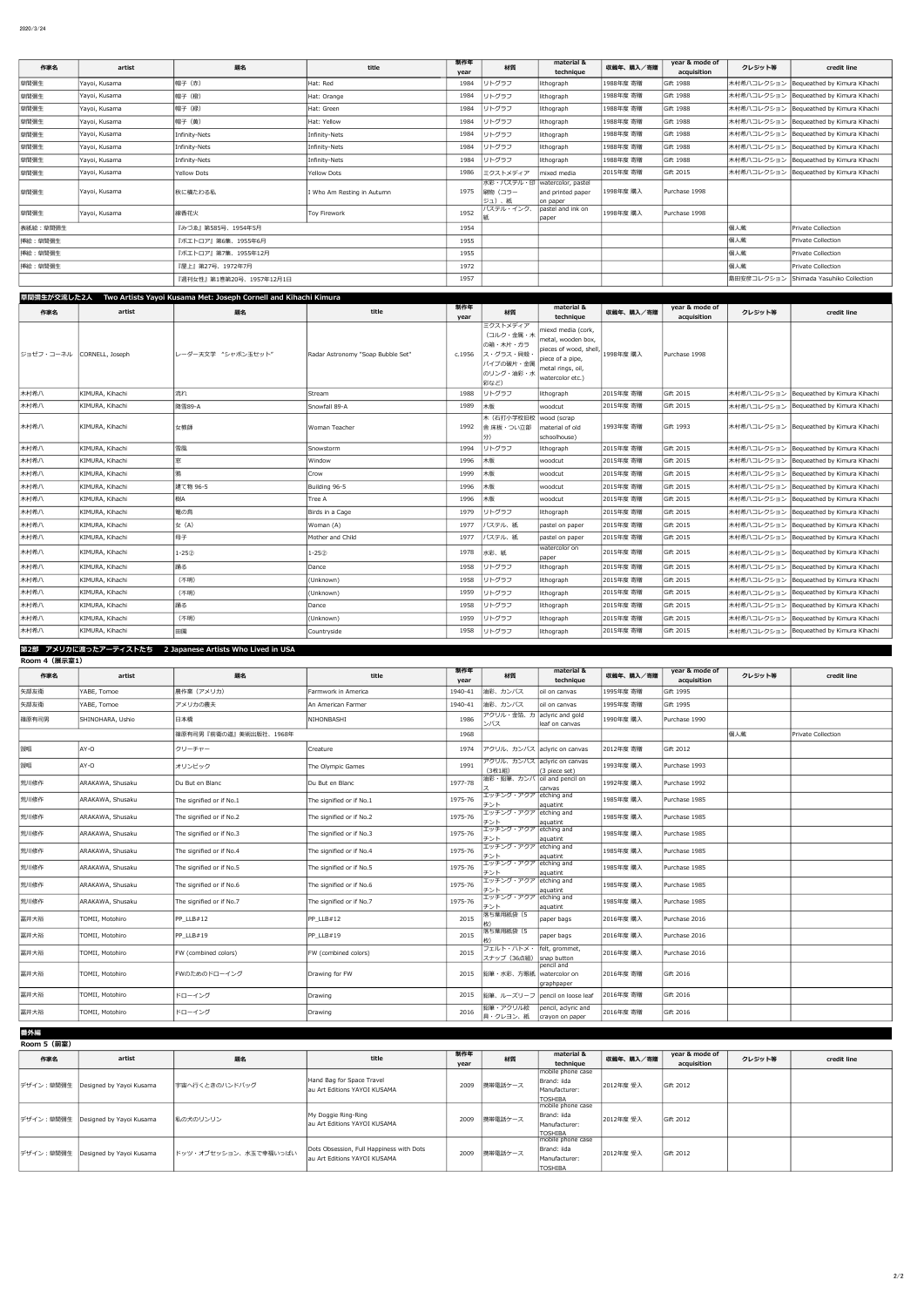| 作家名 | artist | 題名 | title | 制作年 year | 材質 | material & technique | 収蔵年、購入／寄贈 | year & mode of acquisition | クレジット等 | credit line |
|---|---|---|---|---|---|---|---|---|---|---|
| 草間彌生 | Yayoi, Kusama | 帽子（赤） | Hat: Red | 1984 | リトグラフ | lithograph | 1988年度 寄贈 | Gift 1988 | 木村希八コレクション | Bequeathed by Kimura Kihachi |
| 草間彌生 | Yayoi, Kusama | 帽子（橙） | Hat: Orange | 1984 | リトグラフ | lithograph | 1988年度 寄贈 | Gift 1988 | 木村希八コレクション | Bequeathed by Kimura Kihachi |
| 草間彌生 | Yayoi, Kusama | 帽子（緑） | Hat: Green | 1984 | リトグラフ | lithograph | 1988年度 寄贈 | Gift 1988 | 木村希八コレクション | Bequeathed by Kimura Kihachi |
| 草間彌生 | Yayoi, Kusama | 帽子（黄） | Hat: Yellow | 1984 | リトグラフ | lithograph | 1988年度 寄贈 | Gift 1988 | 木村希八コレクション | Bequeathed by Kimura Kihachi |
| 草間彌生 | Yayoi, Kusama | Infinity-Nets | Infinity-Nets | 1984 | リトグラフ | lithograph | 1988年度 寄贈 | Gift 1988 | 木村希八コレクション | Bequeathed by Kimura Kihachi |
| 草間彌生 | Yayoi, Kusama | Infinity-Nets | Infinity-Nets | 1984 | リトグラフ | lithograph | 1988年度 寄贈 | Gift 1988 | 木村希八コレクション | Bequeathed by Kimura Kihachi |
| 草間彌生 | Yayoi, Kusama | Infinity-Nets | Infinity-Nets | 1984 | リトグラフ | lithograph | 1988年度 寄贈 | Gift 1988 | 木村希八コレクション | Bequeathed by Kimura Kihachi |
| 草間彌生 | Yayoi, Kusama | Yellow Dots | Yellow Dots | 1986 | ミクストメディア | mixed media | 2015年度 寄贈 | Gift 2015 | 木村希八コレクション | Bequeathed by Kimura Kihachi |
| 草間彌生 | Yayoi, Kusama | 秋に横たわる私 | I Who Am Resting in Autumn | 1975 | 水彩・パステル・印刷物（コラージュ）、紙 | watercolor, pastel and printed paper on paper | 1998年度 購入 | Purchase 1998 | | |
| 草間彌生 | Yayoi, Kusama | 線香花火 | Toy Firework | 1952 | パステル・インク、紙 | pastel and ink on paper | 1998年度 購入 | Purchase 1998 | | |
| 表紙絵：草間彌生 | | 『みづゑ』第585号、1954年5月 | | 1954 | | | | | 個人蔵 | Private Collection |
| 挿絵：草間彌生 | | 『ポエトロア』第6集、1955年6月 | | 1955 | | | | | 個人蔵 | Private Collection |
| 挿絵：草間彌生 | | 『ポエトロア』第7集、1955年12月 | | 1955 | | | | | 個人蔵 | Private Collection |
| 挿絵：草間彌生 | | 『屋上』第27号、1972年7月 | | 1972 | | | | | 個人蔵 | Private Collection |
| | | 『週刊女性』第1巻第20号、1957年12月1日 | | 1957 | | | | | 島田安彦コレクション | Shimada Yasuhiko Collection |

## 草間彌生が交流した2人　Two Artists Yayoi Kusama Met: Joseph Cornell and Kihachi Kimura

| 作家名 | artist | 題名 | title | 制作年 year | 材質 | material & technique | 収蔵年、購入／寄贈 | year & mode of acquisition | クレジット等 | credit line |
|---|---|---|---|---|---|---|---|---|---|---|
| ジョゼフ・コーネル | CORNELL, Joseph | レーダー天文学 "シャボン玉セット" | Radar Astronomy "Soap Bubble Set" | c.1956 | ミクストメディア（コルク・金属・木の箱・木片・ガラス・グラス・貝殻・パイプの破片・金属のリング・油彩・水彩など） | mixed media (cork, metal, wooden box, pieces of wood, shell, piece of a pipe, metal rings, oil, watercolor etc.) | 1998年度 購入 | Purchase 1998 | | |
| 木村希八 | KIMURA, Kihachi | 流れ | Stream | 1988 | リトグラフ | lithograph | 2015年度 寄贈 | Gift 2015 | 木村希八コレクション | Bequeathed by Kimura Kihachi |
| 木村希八 | KIMURA, Kihachi | 微雪89-A | Snowfall 89-A | 1989 | 木版 | woodcut | 2015年度 寄贈 | Gift 2015 | 木村希八コレクション | Bequeathed by Kimura Kihachi |
| 木村希八 | KIMURA, Kihachi | 女教師 | Woman Teacher | 1992 | 木（石打小学校旧校舎床板・ついたて部分） | wood (scrap material of old schoolhouse) | 1993年度 寄贈 | Gift 1993 | 木村希八コレクション | Bequeathed by Kimura Kihachi |
| 木村希八 | KIMURA, Kihachi | 雪風 | Snowstorm | 1994 | リトグラフ | lithograph | 2015年度 寄贈 | Gift 2015 | 木村希八コレクション | Bequeathed by Kimura Kihachi |
| 木村希八 | KIMURA, Kihachi | 窓 | Window | 1996 | 木版 | woodcut | 2015年度 寄贈 | Gift 2015 | 木村希八コレクション | Bequeathed by Kimura Kihachi |
| 木村希八 | KIMURA, Kihachi | 鴉 | Crow | 1999 | 木版 | woodcut | 2015年度 寄贈 | Gift 2015 | 木村希八コレクション | Bequeathed by Kimura Kihachi |
| 木村希八 | KIMURA, Kihachi | 建て物 96-5 | Building 96-5 | 1996 | 木版 | woodcut | 2015年度 寄贈 | Gift 2015 | 木村希八コレクション | Bequeathed by Kimura Kihachi |
| 木村希八 | KIMURA, Kihachi | 樹A | Tree A | 1996 | 木版 | woodcut | 2015年度 寄贈 | Gift 2015 | 木村希八コレクション | Bequeathed by Kimura Kihachi |
| 木村希八 | KIMURA, Kihachi | 籠の鳥 | Birds in a Cage | 1979 | リトグラフ | lithograph | 2015年度 寄贈 | Gift 2015 | 木村希八コレクション | Bequeathed by Kimura Kihachi |
| 木村希八 | KIMURA, Kihachi | 女（A） | Woman (A) | 1977 | パステル、紙 | pastel on paper | 2015年度 寄贈 | Gift 2015 | 木村希八コレクション | Bequeathed by Kimura Kihachi |
| 木村希八 | KIMURA, Kihachi | 母子 | Mother and Child | 1977 | パステル、紙 | pastel on paper | 2015年度 寄贈 | Gift 2015 | 木村希八コレクション | Bequeathed by Kimura Kihachi |
| 木村希八 | KIMURA, Kihachi | 1-25② | 1-25② | 1978 | 水彩、紙 | watercolor on paper | 2015年度 寄贈 | Gift 2015 | 木村希八コレクション | Bequeathed by Kimura Kihachi |
| 木村希八 | KIMURA, Kihachi | 踊る | Dance | 1958 | リトグラフ | lithograph | 2015年度 寄贈 | Gift 2015 | 木村希八コレクション | Bequeathed by Kimura Kihachi |
| 木村希八 | KIMURA, Kihachi | （不明） | (Unknown) | 1958 | リトグラフ | lithograph | 2015年度 寄贈 | Gift 2015 | 木村希八コレクション | Bequeathed by Kimura Kihachi |
| 木村希八 | KIMURA, Kihachi | （不明） | (Unknown) | 1959 | リトグラフ | lithograph | 2015年度 寄贈 | Gift 2015 | 木村希八コレクション | Bequeathed by Kimura Kihachi |
| 木村希八 | KIMURA, Kihachi | 踊る | Dance | 1958 | リトグラフ | lithograph | 2015年度 寄贈 | Gift 2015 | 木村希八コレクション | Bequeathed by Kimura Kihachi |
| 木村希八 | KIMURA, Kihachi | （不明） | (Unknown) | 1959 | リトグラフ | lithograph | 2015年度 寄贈 | Gift 2015 | 木村希八コレクション | Bequeathed by Kimura Kihachi |
| 木村希八 | KIMURA, Kihachi | 田園 | Countryside | 1958 | リトグラフ | lithograph | 2015年度 寄贈 | Gift 2015 | 木村希八コレクション | Bequeathed by Kimura Kihachi |

## 第2部　アメリカに渡ったアーティストたち　2 Japanese Artists Who Lived in USA

### Room 4（展示室1）

| 作家名 | artist | 題名 | title | 制作年 year | 材質 | material & technique | 収蔵年、購入／寄贈 | year & mode of acquisition | クレジット等 | credit line |
|---|---|---|---|---|---|---|---|---|---|---|
| 矢部友衛 | YABE, Tomoe | 農作業（アメリカ） | Farmwork in America | 1940-41 | 油彩、カンバス | oil on canvas | 1995年度 寄贈 | Gift 1995 | | |
| 矢部友衛 | YABE, Tomoe | アメリカの農夫 | An American Farmer | 1940-41 | 油彩、カンバス | oil on canvas | 1995年度 寄贈 | Gift 1995 | | |
| 篠原有司男 | SHINOHARA, Ushio | 日本橋 | NIHONBASHI | 1977-78 | アクリル・金箔、カンバス | aclyric and gold leaf on canvas | 1990年度 購入 | Purchase 1990 | | |
| | | 篠原有司男『前衛の道』美術出版社、1968年 | | 1968 | | | | | 個人蔵 | Private Collection |
| 靉嘔 | AY-O | クリーチャー | Creature | 1974 | アクリル、カンバス | aclyric on canvas | 2012年度 寄贈 | Gift 2012 | | |
| 靉嘔 | AY-O | オリンピック | The Olympic Games | 1991 | アクリル、カンバス（3枚1組） | aclyric on canvas (3 piece set) | 1993年度 購入 | Purchase 1993 | | |
| 荒川修作 | ARAKAWA, Shusaku | Du But en Blanc | Du But en Blanc | 1977-78 | 油彩・鉛筆、カンバス | oil and pencil on canvas | 1992年度 購入 | Purchase 1992 | | |
| 荒川修作 | ARAKAWA, Shusaku | The signified or if No.1 | The signified or if No.1 | 1975-76 | エッチング・アクアチント | etching and aquatint | 1985年度 購入 | Purchase 1985 | | |
| 荒川修作 | ARAKAWA, Shusaku | The signified or if No.2 | The signified or if No.2 | 1975-76 | エッチング・アクアチント | etching and aquatint | 1985年度 購入 | Purchase 1985 | | |
| 荒川修作 | ARAKAWA, Shusaku | The signified or if No.3 | The signified or if No.3 | 1975-76 | エッチング・アクアチント | etching and aquatint | 1985年度 購入 | Purchase 1985 | | |
| 荒川修作 | ARAKAWA, Shusaku | The signified or if No.4 | The signified or if No.4 | 1975-76 | エッチング・アクアチント | etching and aquatint | 1985年度 購入 | Purchase 1985 | | |
| 荒川修作 | ARAKAWA, Shusaku | The signified or if No.5 | The signified or if No.5 | 1975-76 | エッチング・アクアチント | etching and aquatint | 1985年度 購入 | Purchase 1985 | | |
| 荒川修作 | ARAKAWA, Shusaku | The signified or if No.6 | The signified or if No.6 | 1975-76 | エッチング・アクアチント | etching and aquatint | 1985年度 購入 | Purchase 1985 | | |
| 荒川修作 | ARAKAWA, Shusaku | The signified or if No.7 | The signified or if No.7 | 1975-76 | エッチング・アクアチント | etching and aquatint | 1985年度 購入 | Purchase 1985 | | |
| 富井大裕 | TOMII, Motohiro | PP_LLB#12 | PP_LLB#12 | 2015 | 落ち葉用紙袋（5枚） | paper bags | 2016年度 購入 | Purchase 2016 | | |
| 富井大裕 | TOMII, Motohiro | PP_LLB#19 | PP_LLB#19 | 2015 | 落ち葉用紙袋（5枚） | paper bags | 2016年度 購入 | Purchase 2016 | | |
| 富井大裕 | TOMII, Motohiro | FW (combined colors) | FW (combined colors) | 2015 | フェルト・ハトメ・スナップ（36点組） | felt, grommet, snap button | 2016年度 購入 | Purchase 2016 | | |
| 富井大裕 | TOMII, Motohiro | FWのためのドローイング | Drawing for FW | 2015 | 鉛筆・水彩、方眼紙 | pencil and watercolor on graphpaper | 2016年度 寄贈 | Gift 2016 | | |
| 富井大裕 | TOMII, Motohiro | ドローイング | Drawing | 2015 | 鉛筆、ルーズリーフ | pencil on loose leaf | 2016年度 寄贈 | Gift 2016 | | |
| 富井大裕 | TOMII, Motohiro | ドローイング | Drawing | 2016 | 鉛筆・アクリル絵具・クレヨン、紙 | pencil, aclyric and crayon on paper | 2016年度 寄贈 | Gift 2016 | | |

## 番外編

### Room 5（前室）

| 作家名 | artist | 題名 | title | 制作年 year | 材質 | material & technique | 収蔵年、購入／寄贈 | year & mode of acquisition | クレジット等 | credit line |
|---|---|---|---|---|---|---|---|---|---|---|
| デザイン：草間彌生 | Designed by Yayoi Kusama | 宇宙へ行くときのハンドバッグ | Hand Bag for Space Travel au Art Editions YAYOI KUSAMA | 2009 | 携帯電話ケース | mobile phone case Brand: iida Manufacturer: TOSHIBA | 2012年度 受入 | Gift 2012 | | |
| デザイン：草間彌生 | Designed by Yayoi Kusama | 私の犬のリンリン | My Doggie Ring-Ring au Art Editions YAYOI KUSAMA | 2009 | 携帯電話ケース | mobile phone case Brand: iida Manufacturer: TOSHIBA | 2012年度 受入 | Gift 2012 | | |
| デザイン：草間彌生 | Designed by Yayoi Kusama | ドッツ・オブセッション、水玉で幸福いっぱい | Dots Obsession, Full Happiness with Dots au Art Editions YAYOI KUSAMA | 2009 | 携帯電話ケース | mobile phone case Brand: iida Manufacturer: TOSHIBA | 2012年度 受入 | Gift 2012 | | |